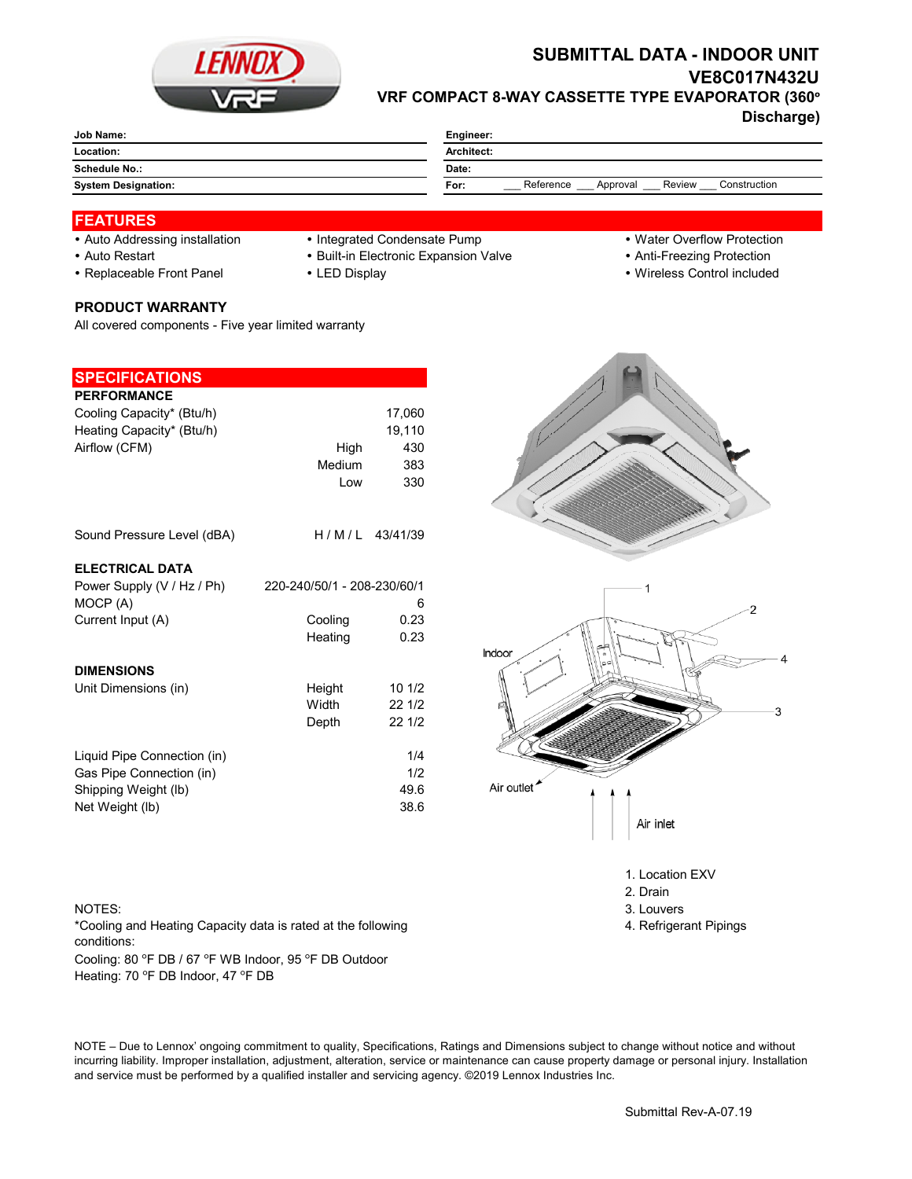# SUBMITTAL DATA - INDOOR UNIT

## VE8C017N432U

### VRF COMPACT 8-WAY CASSETTE TYPE EVAPORATOR (360° Discharge)

| | | | |
|---|---|---|---|
| **Job Name:** | | **Engineer:** | |
| **Location:** | | **Architect:** | |
| **Schedule No.:** | | **Date:** | |
| **System Designation:** | | **For:** | ___ Reference ___ Approval ___ Review ___ Construction |

## FEATURES

- Auto Addressing installation
- Auto Restart
- Replaceable Front Panel
- Integrated Condensate Pump
- Built-in Electronic Expansion Valve
- LED Display
- Water Overflow Protection
- Anti-Freezing Protection
- Wireless Control included

### PRODUCT WARRANTY

All covered components - Five year limited warranty

## SPECIFICATIONS

### PERFORMANCE

| | | |
|---|---|---|
| Cooling Capacity* (Btu/h) | | 17,060 |
| Heating Capacity* (Btu/h) | | 19,110 |
| Airflow (CFM) | High | 430 |
| | Medium | 383 |
| | Low | 330 |
| Sound Pressure Level (dBA) | H / M / L | 43/41/39 |

### ELECTRICAL DATA

| | | |
|---|---|---|
| Power Supply (V / Hz / Ph) | | 220-240/50/1 - 208-230/60/1 |
| MOCP (A) | | 6 |
| Current Input (A) | Cooling | 0.23 |
| | Heating | 0.23 |

### DIMENSIONS

| | | |
|---|---|---|
| Unit Dimensions (in) | Height | 10 1/2 |
| | Width | 22 1/2 |
| | Depth | 22 1/2 |
| Liquid Pipe Connection (in) | | 1/4 |
| Gas Pipe Connection (in) | | 1/2 |
| Shipping Weight (lb) | | 49.6 |
| Net Weight (lb) | | 38.6 |

Indoor

Air outlet

Air inlet

1. Location EXV
2. Drain
3. Louvers
4. Refrigerant Pipings

NOTES:
*Cooling and Heating Capacity data is rated at the following conditions:
Cooling: 80 °F DB / 67 °F WB Indoor, 95 °F DB Outdoor
Heating: 70 °F DB Indoor, 47 °F DB

NOTE – Due to Lennox' ongoing commitment to quality, Specifications, Ratings and Dimensions subject to change without notice and without incurring liability. Improper installation, adjustment, alteration, service or maintenance can cause property damage or personal injury. Installation and service must be performed by a qualified installer and servicing agency. ©2019 Lennox Industries Inc.

Submittal Rev-A-07.19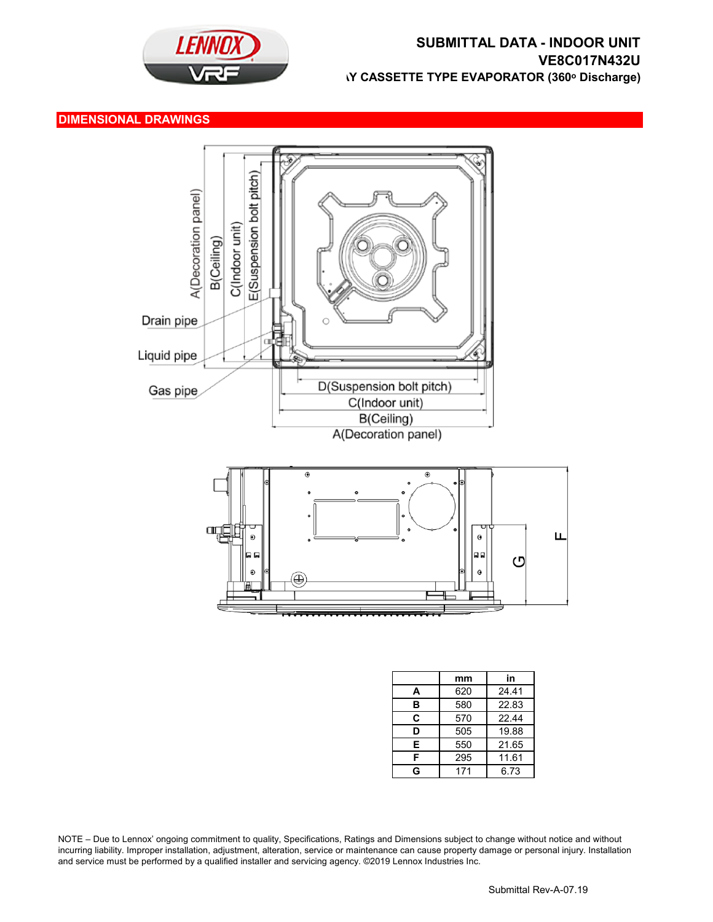# SUBMITTAL DATA - INDOOR UNIT

## VE8C017N432U

### \Y CASSETTE TYPE EVAPORATOR (360° Discharge)

## DIMENSIONAL DRAWINGS

A(Decoration panel)
B(Ceiling)
C(Indoor unit)
E(Suspension bolt pitch)
Drain pipe
Liquid pipe
Gas pipe
D(Suspension bolt pitch)
C(Indoor unit)
B(Ceiling)
A(Decoration panel)

F
G

| | mm | in |
|---|---|---|
| A | 620 | 24.41 |
| B | 580 | 22.83 |
| C | 570 | 22.44 |
| D | 505 | 19.88 |
| E | 550 | 21.65 |
| F | 295 | 11.61 |
| G | 171 | 6.73 |

NOTE – Due to Lennox' ongoing commitment to quality, Specifications, Ratings and Dimensions subject to change without notice and without incurring liability. Improper installation, adjustment, alteration, service or maintenance can cause property damage or personal injury. Installation and service must be performed by a qualified installer and servicing agency. ©2019 Lennox Industries Inc.

Submittal Rev-A-07.19